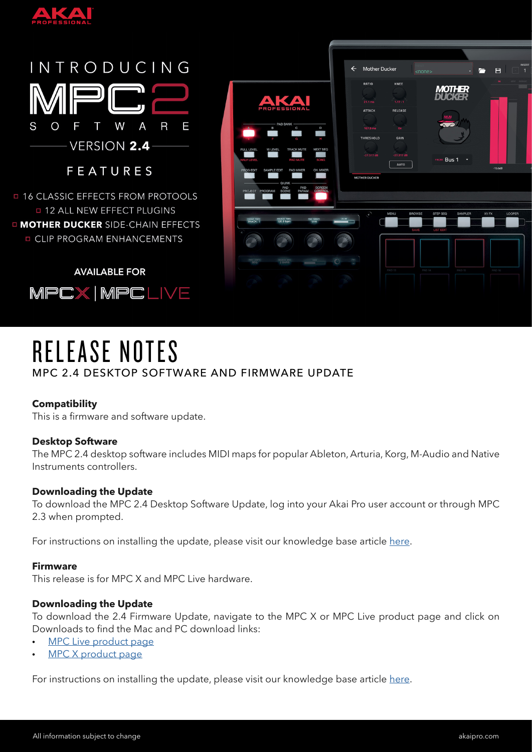AKAI PROFESSIONAL

# INTRODUCING MPC 2 SOFTWARE

VERSION **2.4**

## FEATURES

- 16 CLASSIC EFFECTS FROM PROTOOLS
- 12 ALL NEW EFFECT PLUGINS
- **MOTHER DUCKER** SIDE-CHAIN EFFECTS
- CLIP PROGRAM ENHANCEMENTS

AVAILABLE FOR

MPC X | MPC LIVE

# RELEASE NOTES

MPC 2.4 DESKTOP SOFTWARE AND FIRMWARE UPDATE

**Compatibility**

This is a firmware and software update.

**Desktop Software**

The MPC 2.4 desktop software includes MIDI maps for popular Ableton, Arturia, Korg, M-Audio and Native Instruments controllers.

**Downloading the Update**

To download the MPC 2.4 Desktop Software Update, log into your Akai Pro user account or through MPC 2.3 when prompted.

For instructions on installing the update, please visit our knowledge base article here.

**Firmware**

This release is for MPC X and MPC Live hardware.

**Downloading the Update**

To download the 2.4 Firmware Update, navigate to the MPC X or MPC Live product page and click on Downloads to find the Mac and PC download links:

- MPC Live product page
- MPC X product page

For instructions on installing the update, please visit our knowledge base article here.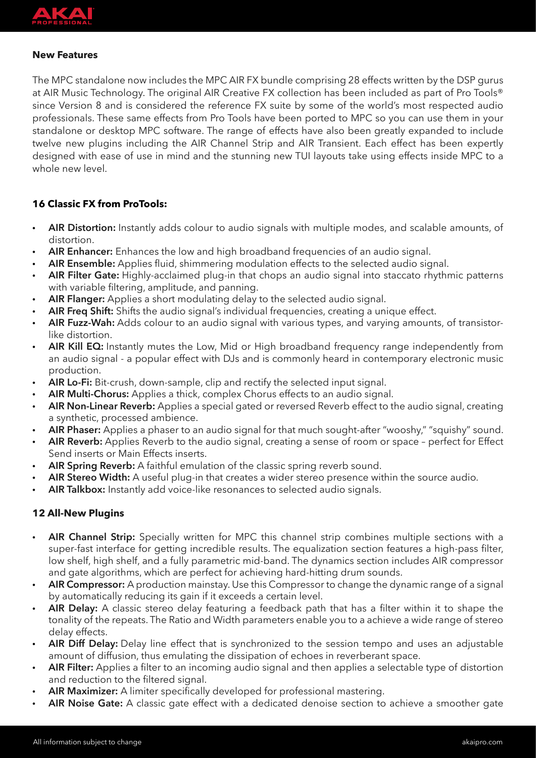**New Features**

The MPC standalone now includes the MPC AIR FX bundle comprising 28 effects written by the DSP gurus at AIR Music Technology. The original AIR Creative FX collection has been included as part of Pro Tools® since Version 8 and is considered the reference FX suite by some of the world's most respected audio professionals. These same effects from Pro Tools have been ported to MPC so you can use them in your standalone or desktop MPC software. The range of effects have also been greatly expanded to include twelve new plugins including the AIR Channel Strip and AIR Transient. Each effect has been expertly designed with ease of use in mind and the stunning new TUI layouts take using effects inside MPC to a whole new level.

**16 Classic FX from ProTools:**

- **AIR Distortion:** Instantly adds colour to audio signals with multiple modes, and scalable amounts, of distortion.
- **AIR Enhancer:** Enhances the low and high broadband frequencies of an audio signal.
- **AIR Ensemble:** Applies fluid, shimmering modulation effects to the selected audio signal.
- **AIR Filter Gate:** Highly-acclaimed plug-in that chops an audio signal into staccato rhythmic patterns with variable filtering, amplitude, and panning.
- **AIR Flanger:** Applies a short modulating delay to the selected audio signal.
- **AIR Freq Shift:** Shifts the audio signal's individual frequencies, creating a unique effect.
- **AIR Fuzz-Wah:** Adds colour to an audio signal with various types, and varying amounts, of transistor-like distortion.
- **AIR Kill EQ:** Instantly mutes the Low, Mid or High broadband frequency range independently from an audio signal - a popular effect with DJs and is commonly heard in contemporary electronic music production.
- **AIR Lo-Fi:** Bit-crush, down-sample, clip and rectify the selected input signal.
- **AIR Multi-Chorus:** Applies a thick, complex Chorus effects to an audio signal.
- **AIR Non-Linear Reverb:** Applies a special gated or reversed Reverb effect to the audio signal, creating a synthetic, processed ambience.
- **AIR Phaser:** Applies a phaser to an audio signal for that much sought-after "wooshy," "squishy" sound.
- **AIR Reverb:** Applies Reverb to the audio signal, creating a sense of room or space – perfect for Effect Send inserts or Main Effects inserts.
- **AIR Spring Reverb:** A faithful emulation of the classic spring reverb sound.
- **AIR Stereo Width:** A useful plug-in that creates a wider stereo presence within the source audio.
- **AIR Talkbox:** Instantly add voice-like resonances to selected audio signals.

**12 All-New Plugins**

- **AIR Channel Strip:** Specially written for MPC this channel strip combines multiple sections with a super-fast interface for getting incredible results. The equalization section features a high-pass filter, low shelf, high shelf, and a fully parametric mid-band. The dynamics section includes AIR compressor and gate algorithms, which are perfect for achieving hard-hitting drum sounds.
- **AIR Compressor:** A production mainstay. Use this Compressor to change the dynamic range of a signal by automatically reducing its gain if it exceeds a certain level.
- **AIR Delay:** A classic stereo delay featuring a feedback path that has a filter within it to shape the tonality of the repeats. The Ratio and Width parameters enable you to a achieve a wide range of stereo delay effects.
- **AIR Diff Delay:** Delay line effect that is synchronized to the session tempo and uses an adjustable amount of diffusion, thus emulating the dissipation of echoes in reverberant space.
- **AIR Filter:** Applies a filter to an incoming audio signal and then applies a selectable type of distortion and reduction to the filtered signal.
- **AIR Maximizer:** A limiter specifically developed for professional mastering.
- **AIR Noise Gate:** A classic gate effect with a dedicated denoise section to achieve a smoother gate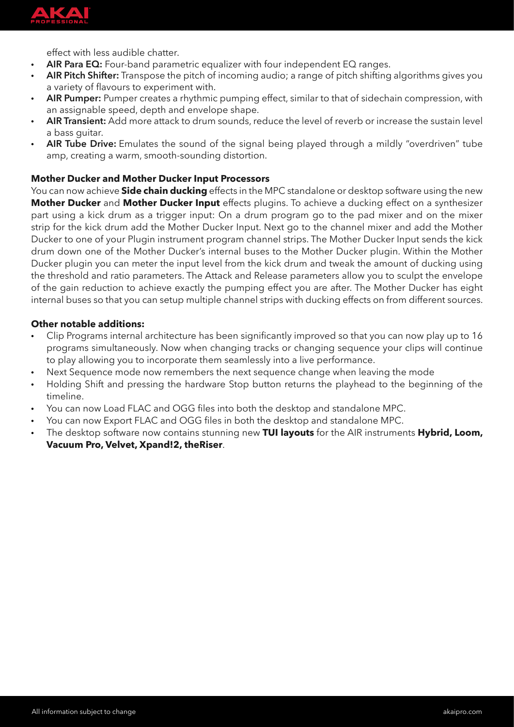effect with less audible chatter.

- **AIR Para EQ:** Four-band parametric equalizer with four independent EQ ranges.
- **AIR Pitch Shifter:** Transpose the pitch of incoming audio; a range of pitch shifting algorithms gives you a variety of flavours to experiment with.
- **AIR Pumper:** Pumper creates a rhythmic pumping effect, similar to that of sidechain compression, with an assignable speed, depth and envelope shape.
- **AIR Transient:** Add more attack to drum sounds, reduce the level of reverb or increase the sustain level a bass guitar.
- **AIR Tube Drive:** Emulates the sound of the signal being played through a mildly "overdriven" tube amp, creating a warm, smooth-sounding distortion.

**Mother Ducker and Mother Ducker Input Processors**

You can now achieve **Side chain ducking** effects in the MPC standalone or desktop software using the new **Mother Ducker** and **Mother Ducker Input** effects plugins. To achieve a ducking effect on a synthesizer part using a kick drum as a trigger input: On a drum program go to the pad mixer and on the mixer strip for the kick drum add the Mother Ducker Input. Next go to the channel mixer and add the Mother Ducker to one of your Plugin instrument program channel strips. The Mother Ducker Input sends the kick drum down one of the Mother Ducker's internal buses to the Mother Ducker plugin. Within the Mother Ducker plugin you can meter the input level from the kick drum and tweak the amount of ducking using the threshold and ratio parameters. The Attack and Release parameters allow you to sculpt the envelope of the gain reduction to achieve exactly the pumping effect you are after. The Mother Ducker has eight internal buses so that you can setup multiple channel strips with ducking effects on from different sources.

**Other notable additions:**

- Clip Programs internal architecture has been significantly improved so that you can now play up to 16 programs simultaneously. Now when changing tracks or changing sequence your clips will continue to play allowing you to incorporate them seamlessly into a live performance.
- Next Sequence mode now remembers the next sequence change when leaving the mode
- Holding Shift and pressing the hardware Stop button returns the playhead to the beginning of the timeline.
- You can now Load FLAC and OGG files into both the desktop and standalone MPC.
- You can now Export FLAC and OGG files in both the desktop and standalone MPC.
- The desktop software now contains stunning new **TUI layouts** for the AIR instruments **Hybrid, Loom, Vacuum Pro, Velvet, Xpand!2, theRiser**.